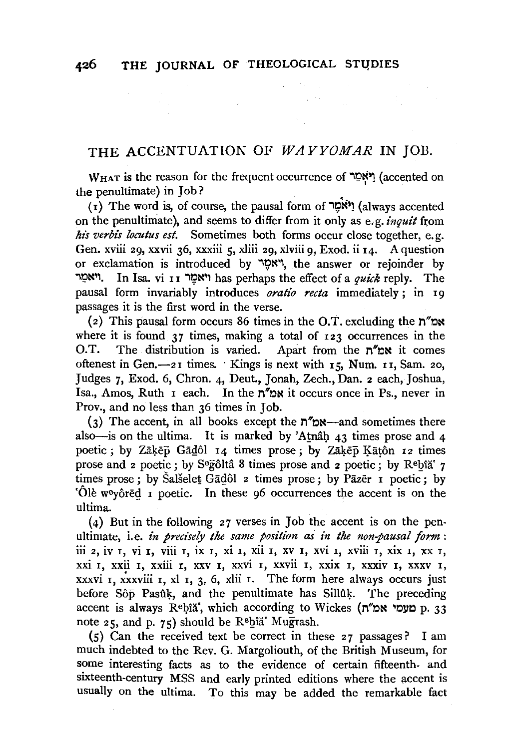# THE ACCENTUATION OF *WAYYOMAR* IN JOB.

WHAT is the reason for the frequent occurrence of וַיֹּאמַ֫ר (accented on the penultimate) in Job?

(1) The word is, of course, the pausal form of וַיֹּ֫אמֶר (always accented on the penultimate), and seems to differ from it only as e.g. *inquit* from *his verbis locutus est*. Sometimes both forms occur close together, e.g. Gen. xviii 29, xxvii 36, xxxiii 5, xliii 29, xlviii 9, Exod. ii 14. A question or exclamation is introduced by וַיֹּ֫אמֶר, the answer or rejoinder by ויאמַר. In Isa. vi 11 ויאמַר has perhaps the effect of a *quick* reply. The pausal form invariably introduces *oratio recta* immediately; in 19 passages it is the first word in the verse.

(2) This pausal form occurs 86 times in the O.T. excluding the אמ"ת where it is found 37 times, making a total of 123 occurrences in the O.T. The distribution is varied. Apart from the אמ"ת it comes oftenest in Gen.—21 times. Kings is next with 15, Num. 11, Sam. 20, Judges 7, Exod. 6, Chron. 4, Deut., Jonah, Zech., Dan. 2 each, Joshua, Isa., Amos, Ruth 1 each. In the אמ"ת it occurs once in Ps., never in Prov., and no less than 36 times in Job.

(3) The accent, in all books except the אמ"ת—and sometimes there also—is on the ultima. It is marked by 'Atnâḥ 43 times prose and 4 poetic; by Zāķēp̄ Gāḏôl 14 times prose; by Zāķēp̄ Ķāṭôn 12 times prose and 2 poetic; by Seḡôltâ 8 times prose and 2 poetic; by Reḇîă' 7 times prose; by Šalšeleṯ Gāḏôl 2 times prose; by Pāzēr 1 poetic; by 'Ôlè weyôrēḏ 1 poetic. In these 96 occurrences the accent is on the ultima.

(4) But in the following 27 verses in Job the accent is on the penultimate, i.e. *in precisely the same position as in the non-pausal form*: iii 2, iv 1, vi 1, viii 1, ix 1, xi 1, xii 1, xv 1, xvi 1, xviii 1, xix 1, xx 1, xxi 1, xxii 1, xxiii 1, xxv 1, xxvi 1, xxvii 1, xxix 1, xxxiv 1, xxxv 1, xxxvi 1, xxxviii 1, xl 1, 3, 6, xlii 1. The form here always occurs just before Sôp̄ Pasûķ, and the penultimate has Sillûķ. The preceding accent is always Reḇîă', which according to Wickes (טעמי אמ"ת p. 33 note 25, and p. 75) should be Reḇîă' Muḡrash.

(5) Can the received text be correct in these 27 passages? I am much indebted to the Rev. G. Margoliouth, of the British Museum, for some interesting facts as to the evidence of certain fifteenth- and sixteenth-century MSS and early printed editions where the accent is usually on the ultima. To this may be added the remarkable fact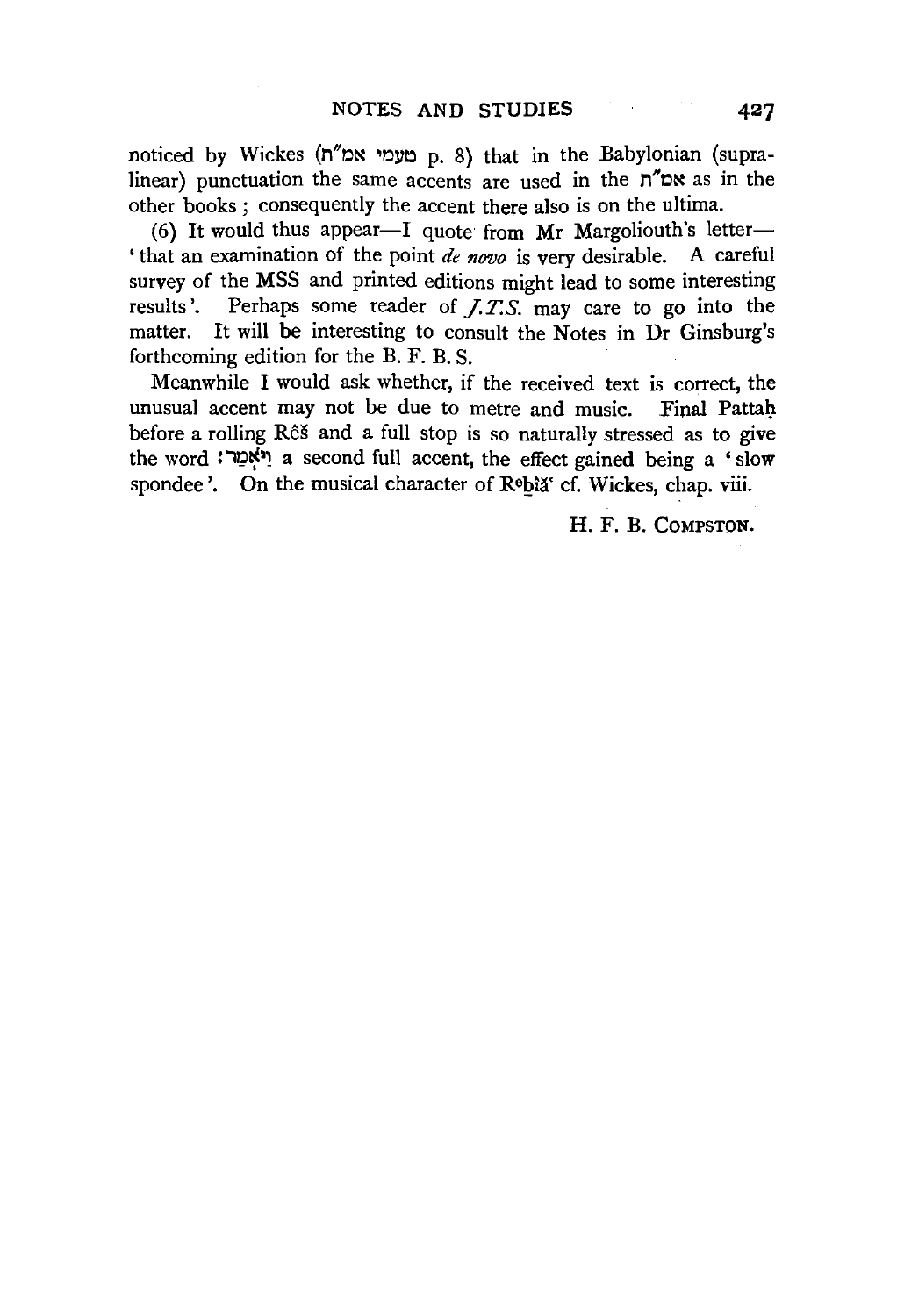noticed by Wickes (טעמי אמ״ת p. 8) that in the Babylonian (supralinear) punctuation the same accents are used in the אמ״ת as in the other books; consequently the accent there also is on the ultima.

(6) It would thus appear—I quote from Mr Margoliouth's letter—'that an examination of the point *de novo* is very desirable. A careful survey of the MSS and printed editions might lead to some interesting results'. Perhaps some reader of *J.T.S.* may care to go into the matter. It will be interesting to consult the Notes in Dr Ginsburg's forthcoming edition for the B. F. B. S.

Meanwhile I would ask whether, if the received text is correct, the unusual accent may not be due to metre and music. Final Pattaḥ before a rolling Rêš and a full stop is so naturally stressed as to give the word וַיֹּאמַֽר׃ a second full accent, the effect gained being a 'slow spondee'. On the musical character of Rᵉḇîaʿ cf. Wickes, chap. viii.

H. F. B. Compston.